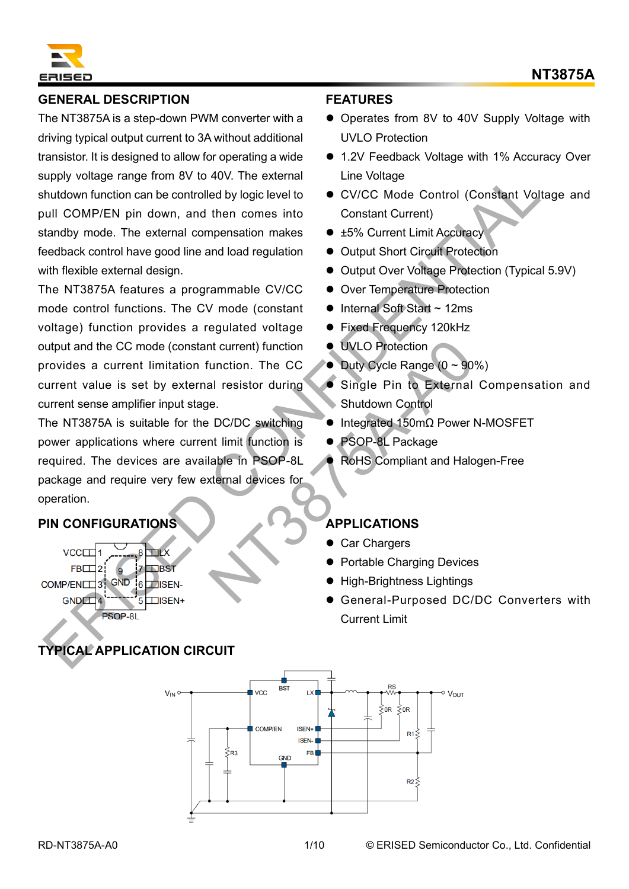# NT3875A

## GENERAL DESCRIPTION

The NT3875A is a step-down PWM converter with a driving typical output current to 3A without additional transistor. It is designed to allow for operating a wide supply voltage range from 8V to 40V. The external shutdown function can be controlled by logic level to pull COMP/EN pin down, and then comes into standby mode. The external compensation makes feedback control have good line and load regulation with flexible external design.

The NT3875A features a programmable CV/CC mode control functions. The CV mode (constant voltage) function provides a regulated voltage output and the CC mode (constant current) function provides a current limitation function. The CC current value is set by external resistor during current sense amplifier input stage.

The NT3875A is suitable for the DC/DC switching power applications where current limit function is required. The devices are available in PSOP-8L package and require very few external devices for operation.

## FEATURES

- Operates from 8V to 40V Supply Voltage with UVLO Protection
- 1.2V Feedback Voltage with 1% Accuracy Over Line Voltage
- CV/CC Mode Control (Constant Voltage and Constant Current)
- ±5% Current Limit Accuracy
- Output Short Circuit Protection
- Output Over Voltage Protection (Typical 5.9V)
- Over Temperature Protection
- Internal Soft Start ~ 12ms
- Fixed Frequency 120kHz
- UVLO Protection
- Duty Cycle Range (0 ~ 90%)
- Single Pin to External Compensation and Shutdown Control
- Integrated 150mΩ Power N-MOSFET
- PSOP-8L Package
- RoHS Compliant and Halogen-Free

## PIN CONFIGURATIONS

| Pin | Name | Pin | Name |
|---|---|---|---|
| 1 | VCC | 8 | LX |
| 2 | FB | 7 | BST |
| 3 | COMP/EN | 6 | ISEN- |
| 4 | GND | 5 | ISEN+ |
| 9 | GND (exposed pad) | | |

PSOP-8L

## APPLICATIONS

- Car Chargers
- Portable Charging Devices
- High-Brightness Lightings
- General-Purposed DC/DC Converters with Current Limit

## TYPICAL APPLICATION CIRCUIT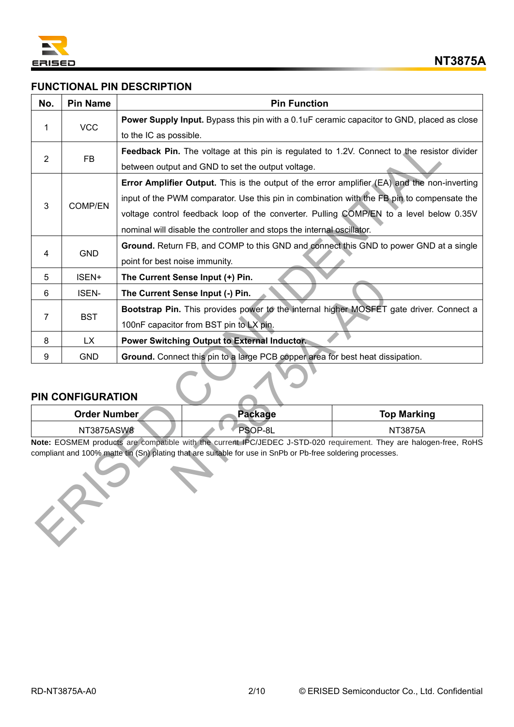## FUNCTIONAL PIN DESCRIPTION

| No. | Pin Name | Pin Function |
|---|---|---|
| 1 | VCC | **Power Supply Input.** Bypass this pin with a 0.1uF ceramic capacitor to GND, placed as close to the IC as possible. |
| 2 | FB | **Feedback Pin.** The voltage at this pin is regulated to 1.2V. Connect to the resistor divider between output and GND to set the output voltage. |
| 3 | COMP/EN | **Error Amplifier Output.** This is the output of the error amplifier (EA) and the non-inverting input of the PWM comparator. Use this pin in combination with the FB pin to compensate the voltage control feedback loop of the converter. Pulling COMP/EN to a level below 0.35V nominal will disable the controller and stops the internal oscillator. |
| 4 | GND | **Ground.** Return FB, and COMP to this GND and connect this GND to power GND at a single point for best noise immunity. |
| 5 | ISEN+ | **The Current Sense Input (+) Pin.** |
| 6 | ISEN- | **The Current Sense Input (-) Pin.** |
| 7 | BST | **Bootstrap Pin.** This provides power to the internal higher MOSFET gate driver. Connect a 100nF capacitor from BST pin to LX pin. |
| 8 | LX | **Power Switching Output to External Inductor.** |
| 9 | GND | **Ground.** Connect this pin to a large PCB copper area for best heat dissipation. |

## PIN CONFIGURATION

| Order Number | Package | Top Marking |
|---|---|---|
| NT3875ASW8 | PSOP-8L | NT3875A |

**Note:** EOSMEM products are compatible with the current IPC/JEDEC J-STD-020 requirement. They are halogen-free, RoHS compliant and 100% matte tin (Sn) plating that are suitable for use in SnPb or Pb-free soldering processes.